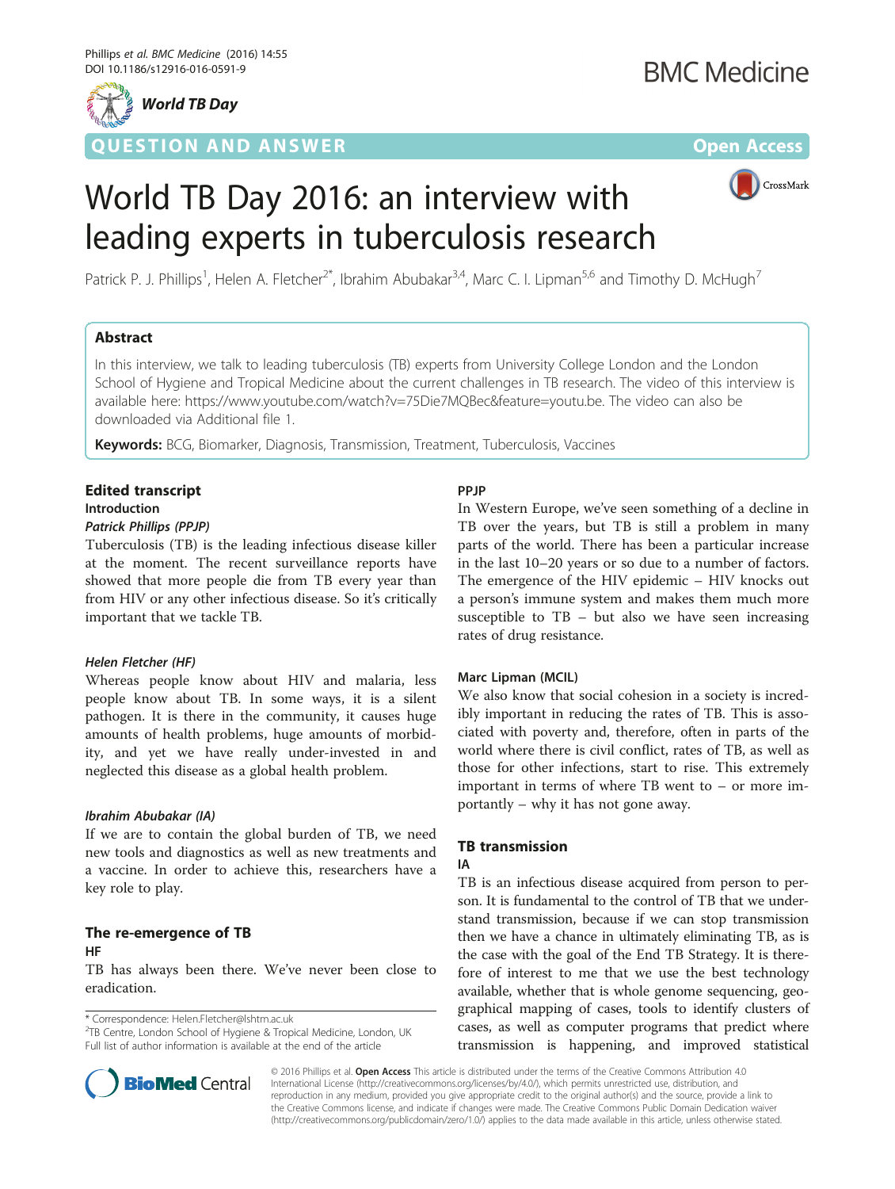World TB Day

QUESTION AND ANSWER

Open Access

# World TB Day 2016: an interview with leading experts in tuberculosis research

Patrick P. J. Phillips[1], Helen A. Fletcher[2*], Ibrahim Abubakar[3,4], Marc C. I. Lipman[5,6] and Timothy D. McHugh[7]

## Abstract

In this interview, we talk to leading tuberculosis (TB) experts from University College London and the London School of Hygiene and Tropical Medicine about the current challenges in TB research. The video of this interview is available here: https://www.youtube.com/watch?v=75Die7MQBec&feature=youtu.be. The video can also be downloaded via Additional file 1.

**Keywords:** BCG, Biomarker, Diagnosis, Transmission, Treatment, Tuberculosis, Vaccines

## Edited transcript

### Introduction

#### *Patrick Phillips (PPJP)*

Tuberculosis (TB) is the leading infectious disease killer at the moment. The recent surveillance reports have showed that more people die from TB every year than from HIV or any other infectious disease. So it's critically important that we tackle TB.

#### *Helen Fletcher (HF)*

Whereas people know about HIV and malaria, less people know about TB. In some ways, it is a silent pathogen. It is there in the community, it causes huge amounts of health problems, huge amounts of morbidity, and yet we have really under-invested in and neglected this disease as a global health problem.

#### *Ibrahim Abubakar (IA)*

If we are to contain the global burden of TB, we need new tools and diagnostics as well as new treatments and a vaccine. In order to achieve this, researchers have a key role to play.

### The re-emergence of TB

#### HF

TB has always been there. We've never been close to eradication.

#### PPJP

In Western Europe, we've seen something of a decline in TB over the years, but TB is still a problem in many parts of the world. There has been a particular increase in the last 10–20 years or so due to a number of factors. The emergence of the HIV epidemic – HIV knocks out a person's immune system and makes them much more susceptible to TB – but also we have seen increasing rates of drug resistance.

#### *Marc Lipman (MCIL)*

We also know that social cohesion in a society is incredibly important in reducing the rates of TB. This is associated with poverty and, therefore, often in parts of the world where there is civil conflict, rates of TB, as well as those for other infections, start to rise. This extremely important in terms of where TB went to – or more importantly – why it has not gone away.

### TB transmission

#### IA

TB is an infectious disease acquired from person to person. It is fundamental to the control of TB that we understand transmission, because if we can stop transmission then we have a chance in ultimately eliminating TB, as is the case with the goal of the End TB Strategy. It is therefore of interest to me that we use the best technology available, whether that is whole genome sequencing, geographical mapping of cases, tools to identify clusters of cases, as well as computer programs that predict where transmission is happening, and improved statistical

\* Correspondence: Helen.Fletcher@lshtm.ac.uk
[2]TB Centre, London School of Hygiene & Tropical Medicine, London, UK
Full list of author information is available at the end of the article

© 2016 Phillips et al. **Open Access** This article is distributed under the terms of the Creative Commons Attribution 4.0 International License (http://creativecommons.org/licenses/by/4.0/), which permits unrestricted use, distribution, and reproduction in any medium, provided you give appropriate credit to the original author(s) and the source, provide a link to the Creative Commons license, and indicate if changes were made. The Creative Commons Public Domain Dedication waiver (http://creativecommons.org/publicdomain/zero/1.0/) applies to the data made available in this article, unless otherwise stated.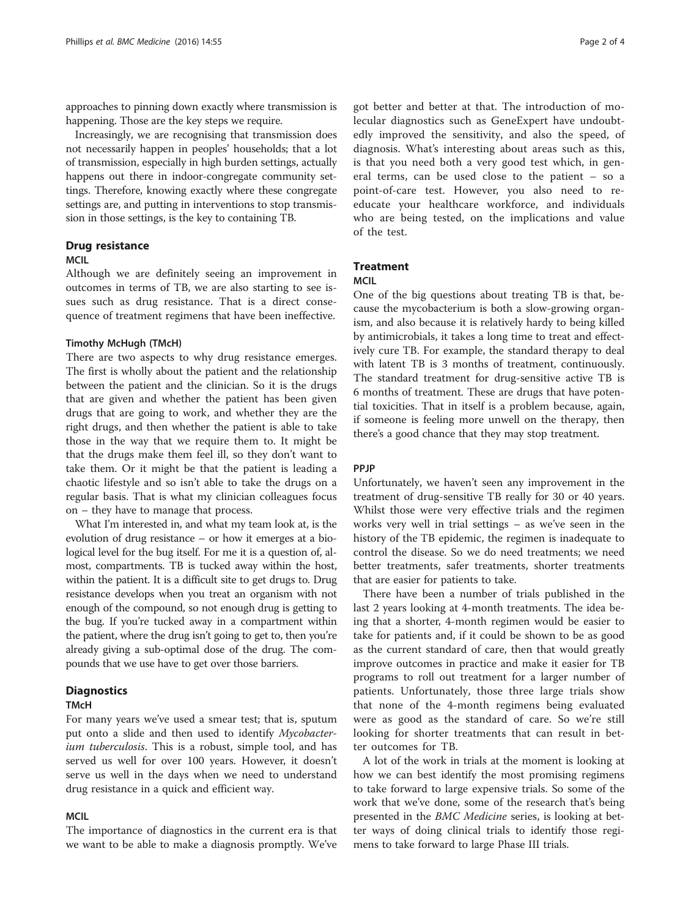approaches to pinning down exactly where transmission is happening. Those are the key steps we require.

Increasingly, we are recognising that transmission does not necessarily happen in peoples' households; that a lot of transmission, especially in high burden settings, actually happens out there in indoor-congregate community settings. Therefore, knowing exactly where these congregate settings are, and putting in interventions to stop transmission in those settings, is the key to containing TB.

## Drug resistance

#### MCIL

Although we are definitely seeing an improvement in outcomes in terms of TB, we are also starting to see issues such as drug resistance. That is a direct consequence of treatment regimens that have been ineffective.

#### Timothy McHugh (TMcH)

There are two aspects to why drug resistance emerges. The first is wholly about the patient and the relationship between the patient and the clinician. So it is the drugs that are given and whether the patient has been given drugs that are going to work, and whether they are the right drugs, and then whether the patient is able to take those in the way that we require them to. It might be that the drugs make them feel ill, so they don't want to take them. Or it might be that the patient is leading a chaotic lifestyle and so isn't able to take the drugs on a regular basis. That is what my clinician colleagues focus on – they have to manage that process.

What I'm interested in, and what my team look at, is the evolution of drug resistance – or how it emerges at a biological level for the bug itself. For me it is a question of, almost, compartments. TB is tucked away within the host, within the patient. It is a difficult site to get drugs to. Drug resistance develops when you treat an organism with not enough of the compound, so not enough drug is getting to the bug. If you're tucked away in a compartment within the patient, where the drug isn't going to get to, then you're already giving a sub-optimal dose of the drug. The compounds that we use have to get over those barriers.

## Diagnostics

#### TMcH

For many years we've used a smear test; that is, sputum put onto a slide and then used to identify *Mycobacterium tuberculosis*. This is a robust, simple tool, and has served us well for over 100 years. However, it doesn't serve us well in the days when we need to understand drug resistance in a quick and efficient way.

#### MCIL

The importance of diagnostics in the current era is that we want to be able to make a diagnosis promptly. We've got better and better at that. The introduction of molecular diagnostics such as GeneExpert have undoubtedly improved the sensitivity, and also the speed, of diagnosis. What's interesting about areas such as this, is that you need both a very good test which, in general terms, can be used close to the patient – so a point-of-care test. However, you also need to re-educate your healthcare workforce, and individuals who are being tested, on the implications and value of the test.

## Treatment

#### MCIL

One of the big questions about treating TB is that, because the mycobacterium is both a slow-growing organism, and also because it is relatively hardy to being killed by antimicrobials, it takes a long time to treat and effectively cure TB. For example, the standard therapy to deal with latent TB is 3 months of treatment, continuously. The standard treatment for drug-sensitive active TB is 6 months of treatment. These are drugs that have potential toxicities. That in itself is a problem because, again, if someone is feeling more unwell on the therapy, then there's a good chance that they may stop treatment.

#### PPJP

Unfortunately, we haven't seen any improvement in the treatment of drug-sensitive TB really for 30 or 40 years. Whilst those were very effective trials and the regimen works very well in trial settings – as we've seen in the history of the TB epidemic, the regimen is inadequate to control the disease. So we do need treatments; we need better treatments, safer treatments, shorter treatments that are easier for patients to take.

There have been a number of trials published in the last 2 years looking at 4-month treatments. The idea being that a shorter, 4-month regimen would be easier to take for patients and, if it could be shown to be as good as the current standard of care, then that would greatly improve outcomes in practice and make it easier for TB programs to roll out treatment for a larger number of patients. Unfortunately, those three large trials show that none of the 4-month regimens being evaluated were as good as the standard of care. So we're still looking for shorter treatments that can result in better outcomes for TB.

A lot of the work in trials at the moment is looking at how we can best identify the most promising regimens to take forward to large expensive trials. So some of the work that we've done, some of the research that's being presented in the *BMC Medicine* series, is looking at better ways of doing clinical trials to identify those regimens to take forward to large Phase III trials.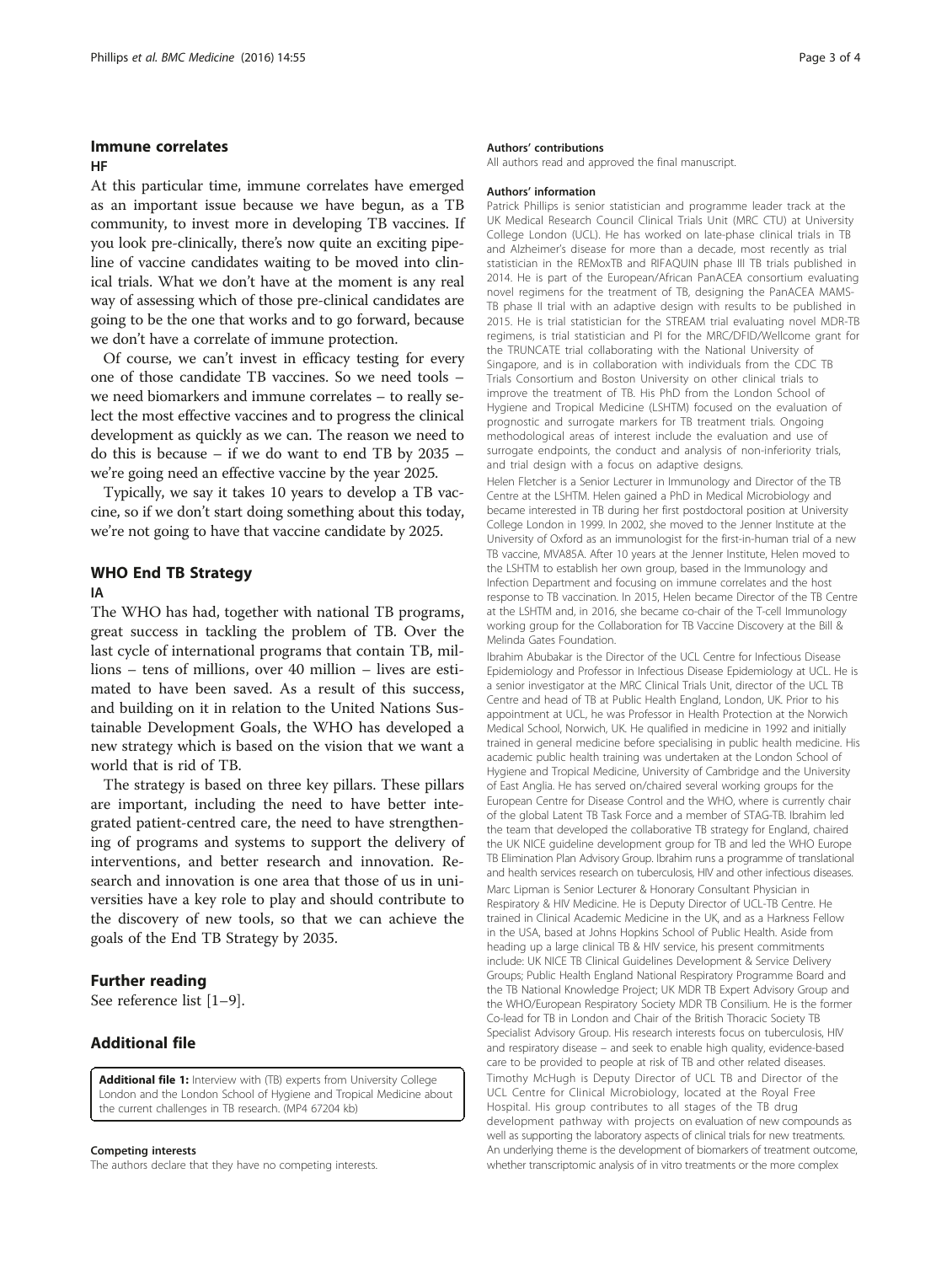## Immune correlates

### HF

At this particular time, immune correlates have emerged as an important issue because we have begun, as a TB community, to invest more in developing TB vaccines. If you look pre-clinically, there's now quite an exciting pipeline of vaccine candidates waiting to be moved into clinical trials. What we don't have at the moment is any real way of assessing which of those pre-clinical candidates are going to be the one that works and to go forward, because we don't have a correlate of immune protection.

Of course, we can't invest in efficacy testing for every one of those candidate TB vaccines. So we need tools – we need biomarkers and immune correlates – to really select the most effective vaccines and to progress the clinical development as quickly as we can. The reason we need to do this is because – if we do want to end TB by 2035 – we're going need an effective vaccine by the year 2025.

Typically, we say it takes 10 years to develop a TB vaccine, so if we don't start doing something about this today, we're not going to have that vaccine candidate by 2025.

## WHO End TB Strategy

### IA

The WHO has had, together with national TB programs, great success in tackling the problem of TB. Over the last cycle of international programs that contain TB, millions – tens of millions, over 40 million – lives are estimated to have been saved. As a result of this success, and building on it in relation to the United Nations Sustainable Development Goals, the WHO has developed a new strategy which is based on the vision that we want a world that is rid of TB.

The strategy is based on three key pillars. These pillars are important, including the need to have better integrated patient-centred care, the need to have strengthening of programs and systems to support the delivery of interventions, and better research and innovation. Research and innovation is one area that those of us in universities have a key role to play and should contribute to the discovery of new tools, so that we can achieve the goals of the End TB Strategy by 2035.

## Further reading

See reference list [1–9].

## Additional file

**Additional file 1:** Interview with (TB) experts from University College London and the London School of Hygiene and Tropical Medicine about the current challenges in TB research. (MP4 67204 kb)

#### Competing interests

The authors declare that they have no competing interests.

#### Authors' contributions

All authors read and approved the final manuscript.

#### Authors' information

Patrick Phillips is senior statistician and programme leader track at the UK Medical Research Council Clinical Trials Unit (MRC CTU) at University College London (UCL). He has worked on late-phase clinical trials in TB and Alzheimer's disease for more than a decade, most recently as trial statistician in the REMoxTB and RIFAQUIN phase III TB trials published in 2014. He is part of the European/African PanACEA consortium evaluating novel regimens for the treatment of TB, designing the PanACEA MAMS-TB phase II trial with an adaptive design with results to be published in 2015. He is trial statistician for the STREAM trial evaluating novel MDR-TB regimens, is trial statistician and PI for the MRC/DFID/Wellcome grant for the TRUNCATE trial collaborating with the National University of Singapore, and is in collaboration with individuals from the CDC TB Trials Consortium and Boston University on other clinical trials to improve the treatment of TB. His PhD from the London School of Hygiene and Tropical Medicine (LSHTM) focused on the evaluation of prognostic and surrogate markers for TB treatment trials. Ongoing methodological areas of interest include the evaluation and use of surrogate endpoints, the conduct and analysis of non-inferiority trials, and trial design with a focus on adaptive designs.

Helen Fletcher is a Senior Lecturer in Immunology and Director of the TB Centre at the LSHTM. Helen gained a PhD in Medical Microbiology and became interested in TB during her first postdoctoral position at University College London in 1999. In 2002, she moved to the Jenner Institute at the University of Oxford as an immunologist for the first-in-human trial of a new TB vaccine, MVA85A. After 10 years at the Jenner Institute, Helen moved to the LSHTM to establish her own group, based in the Immunology and Infection Department and focusing on immune correlates and the host response to TB vaccination. In 2015, Helen became Director of the TB Centre at the LSHTM and, in 2016, she became co-chair of the T-cell Immunology working group for the Collaboration for TB Vaccine Discovery at the Bill & Melinda Gates Foundation.

Ibrahim Abubakar is the Director of the UCL Centre for Infectious Disease Epidemiology and Professor in Infectious Disease Epidemiology at UCL. He is a senior investigator at the MRC Clinical Trials Unit, director of the UCL TB Centre and head of TB at Public Health England, London, UK. Prior to his appointment at UCL, he was Professor in Health Protection at the Norwich Medical School, Norwich, UK. He qualified in medicine in 1992 and initially trained in general medicine before specialising in public health medicine. His academic public health training was undertaken at the London School of Hygiene and Tropical Medicine, University of Cambridge and the University of East Anglia. He has served on/chaired several working groups for the European Centre for Disease Control and the WHO, where is currently chair of the global Latent TB Task Force and a member of STAG-TB. Ibrahim led the team that developed the collaborative TB strategy for England, chaired the UK NICE guideline development group for TB and led the WHO Europe TB Elimination Plan Advisory Group. Ibrahim runs a programme of translational and health services research on tuberculosis, HIV and other infectious diseases.

Marc Lipman is Senior Lecturer & Honorary Consultant Physician in Respiratory & HIV Medicine. He is Deputy Director of UCL-TB Centre. He trained in Clinical Academic Medicine in the UK, and as a Harkness Fellow in the USA, based at Johns Hopkins School of Public Health. Aside from heading up a large clinical TB & HIV service, his present commitments include: UK NICE TB Clinical Guidelines Development & Service Delivery Groups; Public Health England National Respiratory Programme Board and the TB National Knowledge Project; UK MDR TB Expert Advisory Group and the WHO/European Respiratory Society MDR TB Consilium. He is the former Co-lead for TB in London and Chair of the British Thoracic Society TB Specialist Advisory Group. His research interests focus on tuberculosis, HIV and respiratory disease – and seek to enable high quality, evidence-based care to be provided to people at risk of TB and other related diseases.

Timothy McHugh is Deputy Director of UCL TB and Director of the UCL Centre for Clinical Microbiology, located at the Royal Free Hospital. His group contributes to all stages of the TB drug development pathway with projects on evaluation of new compounds as well as supporting the laboratory aspects of clinical trials for new treatments. An underlying theme is the development of biomarkers of treatment outcome, whether transcriptomic analysis of in vitro treatments or the more complex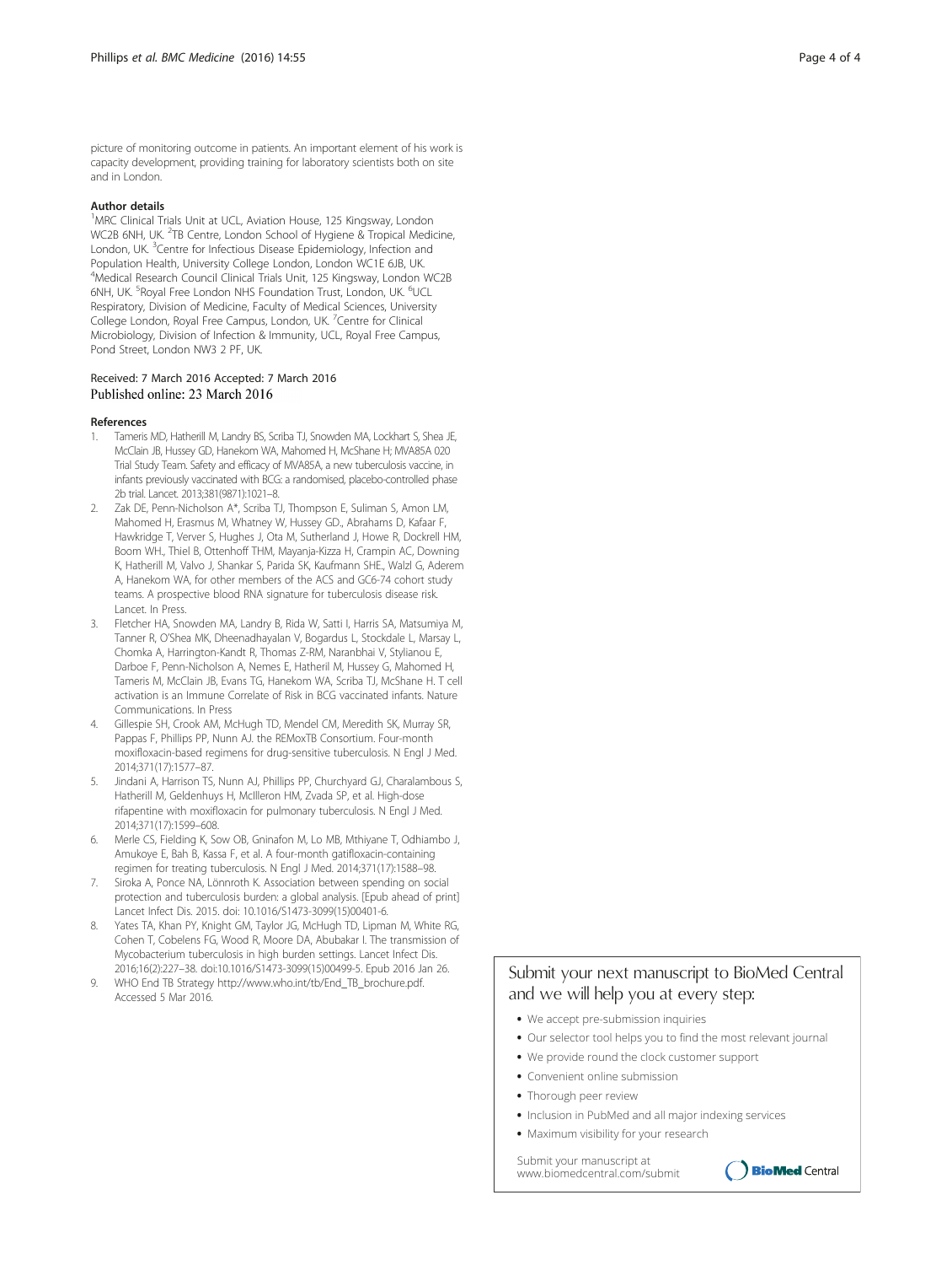picture of monitoring outcome in patients. An important element of his work is capacity development, providing training for laboratory scientists both on site and in London.

#### Author details

[1]MRC Clinical Trials Unit at UCL, Aviation House, 125 Kingsway, London WC2B 6NH, UK. [2]TB Centre, London School of Hygiene & Tropical Medicine, London, UK. [3]Centre for Infectious Disease Epidemiology, Infection and Population Health, University College London, London WC1E 6JB, UK. [4]Medical Research Council Clinical Trials Unit, 125 Kingsway, London WC2B 6NH, UK. [5]Royal Free London NHS Foundation Trust, London, UK. [6]UCL Respiratory, Division of Medicine, Faculty of Medical Sciences, University College London, Royal Free Campus, London, UK. [7]Centre for Clinical Microbiology, Division of Infection & Immunity, UCL, Royal Free Campus, Pond Street, London NW3 2 PF, UK.

Received: 7 March 2016 Accepted: 7 March 2016
Published online: 23 March 2016

#### References

1. Tameris MD, Hatherill M, Landry BS, Scriba TJ, Snowden MA, Lockhart S, Shea JE, McClain JB, Hussey GD, Hanekom WA, Mahomed H, McShane H; MVA85A 020 Trial Study Team. Safety and efficacy of MVA85A, a new tuberculosis vaccine, in infants previously vaccinated with BCG: a randomised, placebo-controlled phase 2b trial. Lancet. 2013;381(9871):1021–8.
2. Zak DE, Penn-Nicholson A*, Scriba TJ, Thompson E, Suliman S, Amon LM, Mahomed H, Erasmus M, Whatney W, Hussey GD., Abrahams D, Kafaar F, Hawkridge T, Verver S, Hughes J, Ota M, Sutherland J, Howe R, Dockrell HM, Boom WH., Thiel B, Ottenhoff THM, Mayanja-Kizza H, Crampin AC, Downing K, Hatherill M, Valvo J, Shankar S, Parida SK, Kaufmann SHE., Walzl G, Aderem A, Hanekom WA, for other members of the ACS and GC6-74 cohort study teams. A prospective blood RNA signature for tuberculosis disease risk. Lancet. In Press.
3. Fletcher HA, Snowden MA, Landry B, Rida W, Satti I, Harris SA, Matsumiya M, Tanner R, O'Shea MK, Dheenadhayalan V, Bogardus L, Stockdale L, Marsay L, Chomka A, Harrington-Kandt R, Thomas Z-RM, Naranbhai V, Stylianou E, Darboe F, Penn-Nicholson A, Nemes E, Hatheril M, Hussey G, Mahomed H, Tameris M, McClain JB, Evans TG, Hanekom WA, Scriba TJ, McShane H. T cell activation is an Immune Correlate of Risk in BCG vaccinated infants. Nature Communications. In Press
4. Gillespie SH, Crook AM, McHugh TD, Mendel CM, Meredith SK, Murray SR, Pappas F, Phillips PP, Nunn AJ. the REMoxTB Consortium. Four-month moxifloxacin-based regimens for drug-sensitive tuberculosis. N Engl J Med. 2014;371(17):1577–87.
5. Jindani A, Harrison TS, Nunn AJ, Phillips PP, Churchyard GJ, Charalambous S, Hatherill M, Geldenhuys H, McIlleron HM, Zvada SP, et al. High-dose rifapentine with moxifloxacin for pulmonary tuberculosis. N Engl J Med. 2014;371(17):1599–608.
6. Merle CS, Fielding K, Sow OB, Gninafon M, Lo MB, Mthiyane T, Odhiambo J, Amukoye E, Bah B, Kassa F, et al. A four-month gatifloxacin-containing regimen for treating tuberculosis. N Engl J Med. 2014;371(17):1588–98.
7. Siroka A, Ponce NA, Lönnroth K. Association between spending on social protection and tuberculosis burden: a global analysis. [Epub ahead of print] Lancet Infect Dis. 2015. doi: 10.1016/S1473-3099(15)00401-6.
8. Yates TA, Khan PY, Knight GM, Taylor JG, McHugh TD, Lipman M, White RG, Cohen T, Cobelens FG, Wood R, Moore DA, Abubakar I. The transmission of Mycobacterium tuberculosis in high burden settings. Lancet Infect Dis. 2016;16(2):227–38. doi:10.1016/S1473-3099(15)00499-5. Epub 2016 Jan 26.
9. WHO End TB Strategy http://www.who.int/tb/End_TB_brochure.pdf. Accessed 5 Mar 2016.

Submit your next manuscript to BioMed Central and we will help you at every step:

- We accept pre-submission inquiries
- Our selector tool helps you to find the most relevant journal
- We provide round the clock customer support
- Convenient online submission
- Thorough peer review
- Inclusion in PubMed and all major indexing services
- Maximum visibility for your research

Submit your manuscript at www.biomedcentral.com/submit

BioMed Central